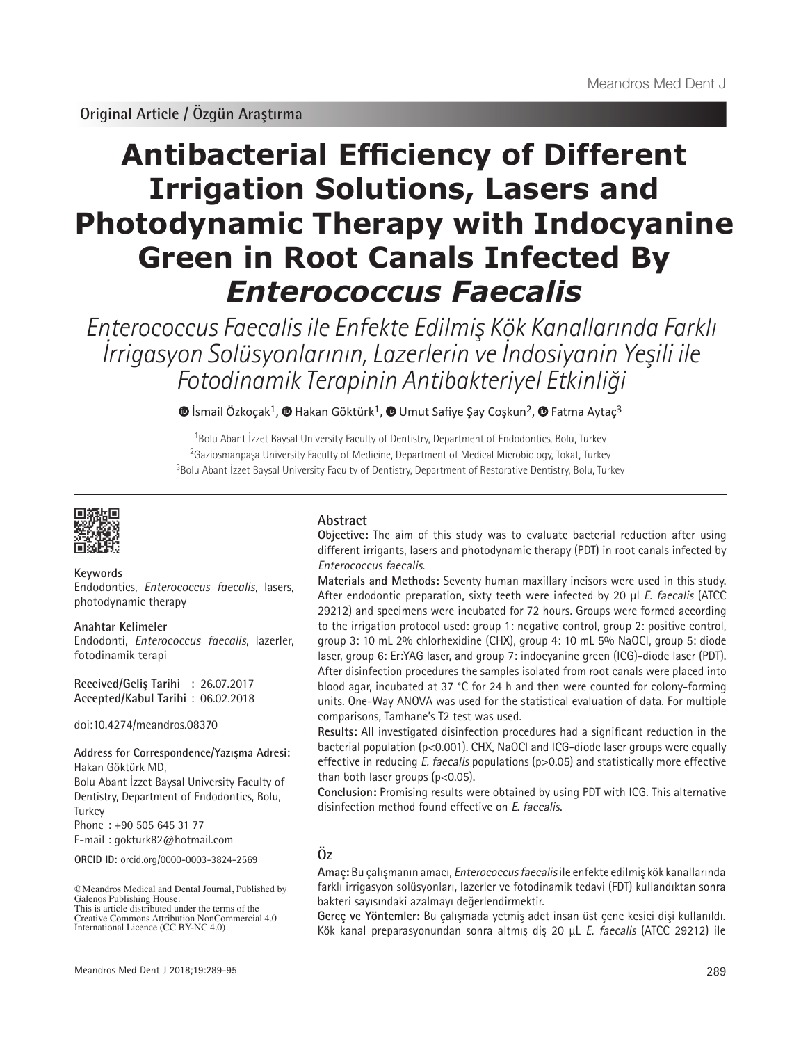Original Article / Özgün Araştırma

# Antibacterial Efficiency of Different Irrigation Solutions, Lasers and Photodynamic Therapy with Indocyanine Green in Root Canals Infected By *Enterococcus Faecalis*

## *Enterococcus Faecalis ile Enfekte Edilmiş Kök Kanallarında Farklı İrrigasyon Solüsyonlarının, Lazerlerin ve İndosiyanin Yeşili ile Fotodinamik Terapinin Antibakteriyel Etkinliği*

İsmail Özkoçak[1], Hakan Göktürk[1], Umut Safiye Şay Coşkun[2], Fatma Aytaç[3]

[1]Bolu Abant İzzet Baysal University Faculty of Dentistry, Department of Endodontics, Bolu, Turkey
[2]Gaziosmanpaşa University Faculty of Medicine, Department of Medical Microbiology, Tokat, Turkey
[3]Bolu Abant İzzet Baysal University Faculty of Dentistry, Department of Restorative Dentistry, Bolu, Turkey

**Keywords**
Endodontics, *Enterococcus faecalis*, lasers, photodynamic therapy

**Anahtar Kelimeler**
Endodonti, *Enterococcus faecalis*, lazerler, fotodinamik terapi

**Received/Geliş Tarihi** : 26.07.2017
**Accepted/Kabul Tarihi** : 06.02.2018

doi:10.4274/meandros.08370

**Address for Correspondence/Yazışma Adresi:**
Hakan Göktürk MD,
Bolu Abant İzzet Baysal University Faculty of Dentistry, Department of Endodontics, Bolu, Turkey
Phone : +90 505 645 31 77
E-mail : gokturk82@hotmail.com

**ORCID ID:** orcid.org/0000-0003-3824-2569

©Meandros Medical and Dental Journal, Published by Galenos Publishing House.
This is article distributed under the terms of the Creative Commons Attribution NonCommercial 4.0 International Licence (CC BY-NC 4.0).

## Abstract

**Objective:** The aim of this study was to evaluate bacterial reduction after using different irrigants, lasers and photodynamic therapy (PDT) in root canals infected by *Enterococcus faecalis*.

**Materials and Methods:** Seventy human maxillary incisors were used in this study. After endodontic preparation, sixty teeth were infected by 20 µl *E. faecalis* (ATCC 29212) and specimens were incubated for 72 hours. Groups were formed according to the irrigation protocol used: group 1: negative control, group 2: positive control, group 3: 10 mL 2% chlorhexidine (CHX), group 4: 10 mL 5% NaOCl, group 5: diode laser, group 6: Er:YAG laser, and group 7: indocyanine green (ICG)-diode laser (PDT). After disinfection procedures the samples isolated from root canals were placed into blood agar, incubated at 37 °C for 24 h and then were counted for colony-forming units. One-Way ANOVA was used for the statistical evaluation of data. For multiple comparisons, Tamhane's T2 test was used.

**Results:** All investigated disinfection procedures had a significant reduction in the bacterial population ($p<0.001$). CHX, NaOCl and ICG-diode laser groups were equally effective in reducing *E. faecalis* populations ($p>0.05$) and statistically more effective than both laser groups ($p<0.05$).

**Conclusion:** Promising results were obtained by using PDT with ICG. This alternative disinfection method found effective on *E. faecalis*.

## Öz

**Amaç:** Bu çalışmanın amacı, *Enterococcus faecalis* ile enfekte edilmiş kök kanallarında farklı irrigasyon solüsyonları, lazerler ve fotodinamik tedavi (FDT) kullandıktan sonra bakteri sayısındaki azalmayı değerlendirmektir.

**Gereç ve Yöntemler:** Bu çalışmada yetmiş adet insan üst çene kesici dişi kullanıldı. Kök kanal preparasyonundan sonra altmış diş 20 µL *E. faecalis* (ATCC 29212) ile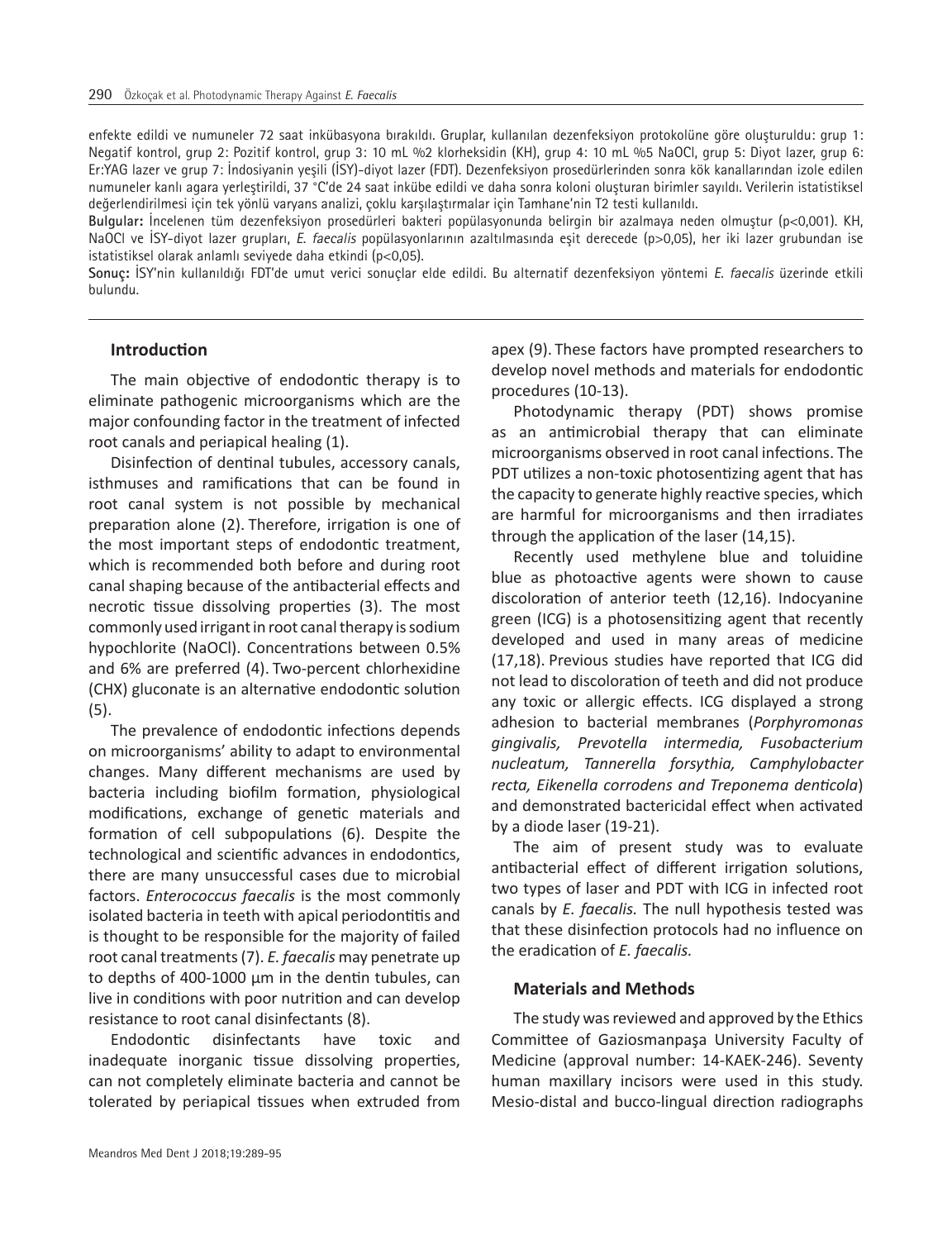enfekte edildi ve numuneler 72 saat inkübasyona bırakıldı. Gruplar, kullanılan dezenfeksiyon protokolüne göre oluşturuldu: grup 1: Negatif kontrol, grup 2: Pozitif kontrol, grup 3: 10 mL %2 klorheksidin (KH), grup 4: 10 mL %5 NaOCl, grup 5: Diyot lazer, grup 6: Er:YAG lazer ve grup 7: İndosiyanin yeşili (İSY)-diyot lazer (FDT). Dezenfeksiyon prosedürlerinden sonra kök kanallarından izole edilen numuneler kanlı agara yerleştirildi, 37 °C'de 24 saat inkübe edildi ve daha sonra koloni oluşturan birimler sayıldı. Verilerin istatistiksel değerlendirilmesi için tek yönlü varyans analizi, çoklu karşılaştırmalar için Tamhane'nin T2 testi kullanıldı.

**Bulgular:** İncelenen tüm dezenfeksiyon prosedürleri bakteri popülasyonunda belirgin bir azalmaya neden olmuştur (p<0,001). KH, NaOCl ve İSY-diyot lazer grupları, *E. faecalis* popülasyonlarının azaltılmasında eşit derecede (p>0,05), her iki lazer grubundan ise istatistiksel olarak anlamlı seviyede daha etkindi (p<0,05).

**Sonuç:** İSY'nin kullanıldığı FDT'de umut verici sonuçlar elde edildi. Bu alternatif dezenfeksiyon yöntemi *E. faecalis* üzerinde etkili bulundu.

## Introduction

The main objective of endodontic therapy is to eliminate pathogenic microorganisms which are the major confounding factor in the treatment of infected root canals and periapical healing (1).

Disinfection of dentinal tubules, accessory canals, isthmuses and ramifications that can be found in root canal system is not possible by mechanical preparation alone (2). Therefore, irrigation is one of the most important steps of endodontic treatment, which is recommended both before and during root canal shaping because of the antibacterial effects and necrotic tissue dissolving properties (3). The most commonly used irrigant in root canal therapy is sodium hypochlorite (NaOCl). Concentrations between 0.5% and 6% are preferred (4). Two-percent chlorhexidine (CHX) gluconate is an alternative endodontic solution (5).

The prevalence of endodontic infections depends on microorganisms' ability to adapt to environmental changes. Many different mechanisms are used by bacteria including biofilm formation, physiological modifications, exchange of genetic materials and formation of cell subpopulations (6). Despite the technological and scientific advances in endodontics, there are many unsuccessful cases due to microbial factors. *Enterococcus faecalis* is the most commonly isolated bacteria in teeth with apical periodontitis and is thought to be responsible for the majority of failed root canal treatments (7). *E. faecalis* may penetrate up to depths of 400-1000 µm in the dentin tubules, can live in conditions with poor nutrition and can develop resistance to root canal disinfectants (8).

Endodontic disinfectants have toxic and inadequate inorganic tissue dissolving properties, can not completely eliminate bacteria and cannot be tolerated by periapical tissues when extruded from apex (9). These factors have prompted researchers to develop novel methods and materials for endodontic procedures (10-13).

Photodynamic therapy (PDT) shows promise as an antimicrobial therapy that can eliminate microorganisms observed in root canal infections. The PDT utilizes a non-toxic photosentizing agent that has the capacity to generate highly reactive species, which are harmful for microorganisms and then irradiates through the application of the laser (14,15).

Recently used methylene blue and toluidine blue as photoactive agents were shown to cause discoloration of anterior teeth (12,16). Indocyanine green (ICG) is a photosensitizing agent that recently developed and used in many areas of medicine (17,18). Previous studies have reported that ICG did not lead to discoloration of teeth and did not produce any toxic or allergic effects. ICG displayed a strong adhesion to bacterial membranes (*Porphyromonas gingivalis, Prevotella intermedia, Fusobacterium nucleatum, Tannerella forsythia, Camphylobacter recta, Eikenella corrodens and Treponema denticola*) and demonstrated bactericidal effect when activated by a diode laser (19-21).

The aim of present study was to evaluate antibacterial effect of different irrigation solutions, two types of laser and PDT with ICG in infected root canals by *E. faecalis.* The null hypothesis tested was that these disinfection protocols had no influence on the eradication of *E. faecalis*.

## Materials and Methods

The study was reviewed and approved by the Ethics Committee of Gaziosmanpaşa University Faculty of Medicine (approval number: 14-KAEK-246). Seventy human maxillary incisors were used in this study. Mesio-distal and bucco-lingual direction radiographs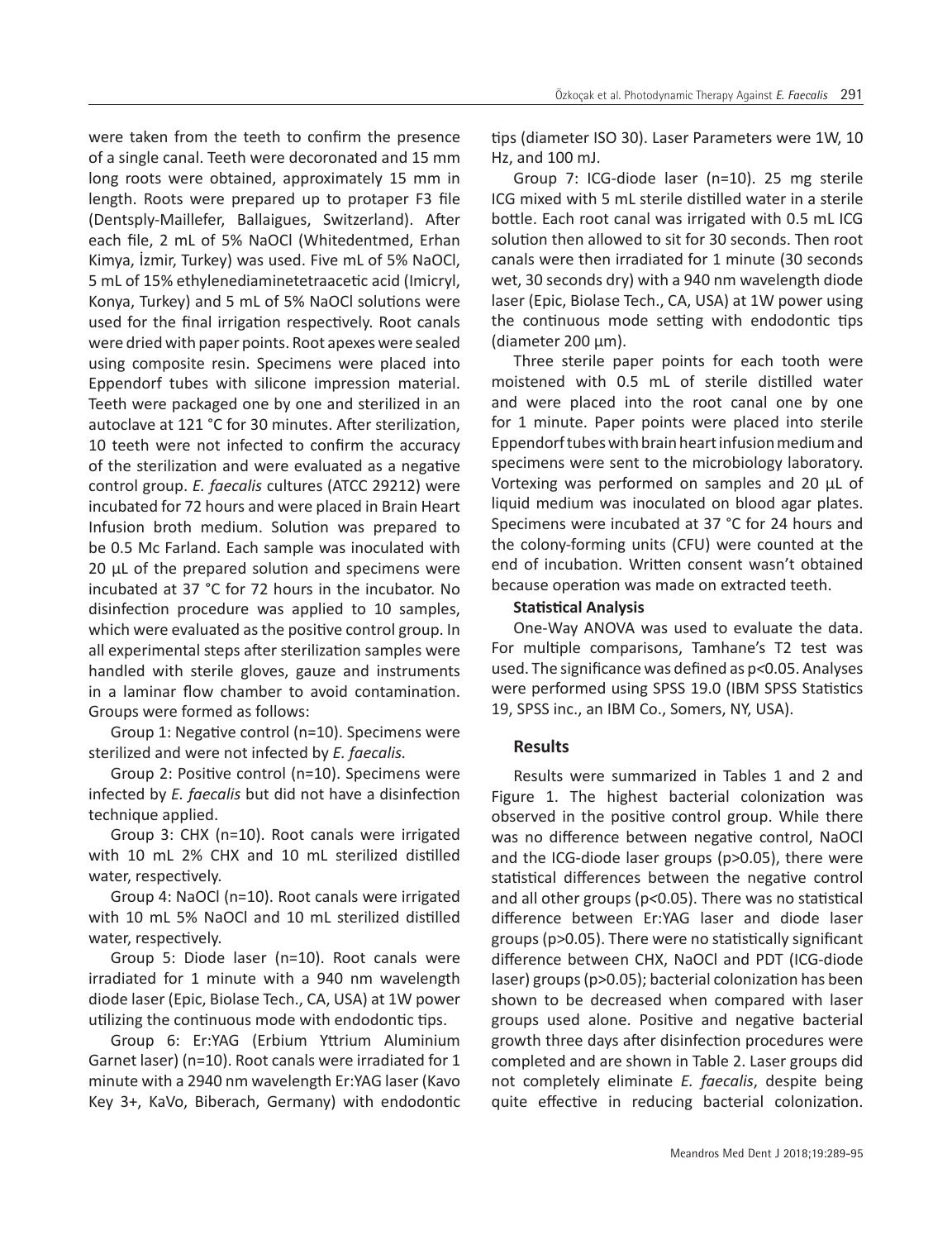were taken from the teeth to confirm the presence of a single canal. Teeth were decoronated and 15 mm long roots were obtained, approximately 15 mm in length. Roots were prepared up to protaper F3 file (Dentsply-Maillefer, Ballaigues, Switzerland). After each file, 2 mL of 5% NaOCl (Whitedentmed, Erhan Kimya, İzmir, Turkey) was used. Five mL of 5% NaOCl, 5 mL of 15% ethylenediaminetetraacetic acid (Imicryl, Konya, Turkey) and 5 mL of 5% NaOCl solutions were used for the final irrigation respectively. Root canals were dried with paper points. Root apexes were sealed using composite resin. Specimens were placed into Eppendorf tubes with silicone impression material. Teeth were packaged one by one and sterilized in an autoclave at 121 °C for 30 minutes. After sterilization, 10 teeth were not infected to confirm the accuracy of the sterilization and were evaluated as a negative control group. *E. faecalis* cultures (ATCC 29212) were incubated for 72 hours and were placed in Brain Heart Infusion broth medium. Solution was prepared to be 0.5 Mc Farland. Each sample was inoculated with 20 µL of the prepared solution and specimens were incubated at 37 °C for 72 hours in the incubator. No disinfection procedure was applied to 10 samples, which were evaluated as the positive control group. In all experimental steps after sterilization samples were handled with sterile gloves, gauze and instruments in a laminar flow chamber to avoid contamination. Groups were formed as follows:

Group 1: Negative control (n=10). Specimens were sterilized and were not infected by *E. faecalis*.

Group 2: Positive control (n=10). Specimens were infected by *E. faecalis* but did not have a disinfection technique applied.

Group 3: CHX (n=10). Root canals were irrigated with 10 mL 2% CHX and 10 mL sterilized distilled water, respectively.

Group 4: NaOCl (n=10). Root canals were irrigated with 10 mL 5% NaOCl and 10 mL sterilized distilled water, respectively.

Group 5: Diode laser (n=10). Root canals were irradiated for 1 minute with a 940 nm wavelength diode laser (Epic, Biolase Tech., CA, USA) at 1W power utilizing the continuous mode with endodontic tips.

Group 6: Er:YAG (Erbium Yttrium Aluminium Garnet laser) (n=10). Root canals were irradiated for 1 minute with a 2940 nm wavelength Er:YAG laser (Kavo Key 3+, KaVo, Biberach, Germany) with endodontic tips (diameter ISO 30). Laser Parameters were 1W, 10 Hz, and 100 mJ.

Group 7: ICG-diode laser (n=10). 25 mg sterile ICG mixed with 5 mL sterile distilled water in a sterile bottle. Each root canal was irrigated with 0.5 mL ICG solution then allowed to sit for 30 seconds. Then root canals were then irradiated for 1 minute (30 seconds wet, 30 seconds dry) with a 940 nm wavelength diode laser (Epic, Biolase Tech., CA, USA) at 1W power using the continuous mode setting with endodontic tips (diameter 200 µm).

Three sterile paper points for each tooth were moistened with 0.5 mL of sterile distilled water and were placed into the root canal one by one for 1 minute. Paper points were placed into sterile Eppendorf tubes with brain heart infusion medium and specimens were sent to the microbiology laboratory. Vortexing was performed on samples and 20 µL of liquid medium was inoculated on blood agar plates. Specimens were incubated at 37 °C for 24 hours and the colony-forming units (CFU) were counted at the end of incubation. Written consent wasn't obtained because operation was made on extracted teeth.

**Statistical Analysis**

One-Way ANOVA was used to evaluate the data. For multiple comparisons, Tamhane's T2 test was used. The significance was defined as $p<0.05$. Analyses were performed using SPSS 19.0 (IBM SPSS Statistics 19, SPSS inc., an IBM Co., Somers, NY, USA).

## Results

Results were summarized in Tables 1 and 2 and Figure 1. The highest bacterial colonization was observed in the positive control group. While there was no difference between negative control, NaOCl and the ICG-diode laser groups ($p>0.05$), there were statistical differences between the negative control and all other groups ($p<0.05$). There was no statistical difference between Er:YAG laser and diode laser groups ($p>0.05$). There were no statistically significant difference between CHX, NaOCl and PDT (ICG-diode laser) groups ($p>0.05$); bacterial colonization has been shown to be decreased when compared with laser groups used alone. Positive and negative bacterial growth three days after disinfection procedures were completed and are shown in Table 2. Laser groups did not completely eliminate *E. faecalis*, despite being quite effective in reducing bacterial colonization.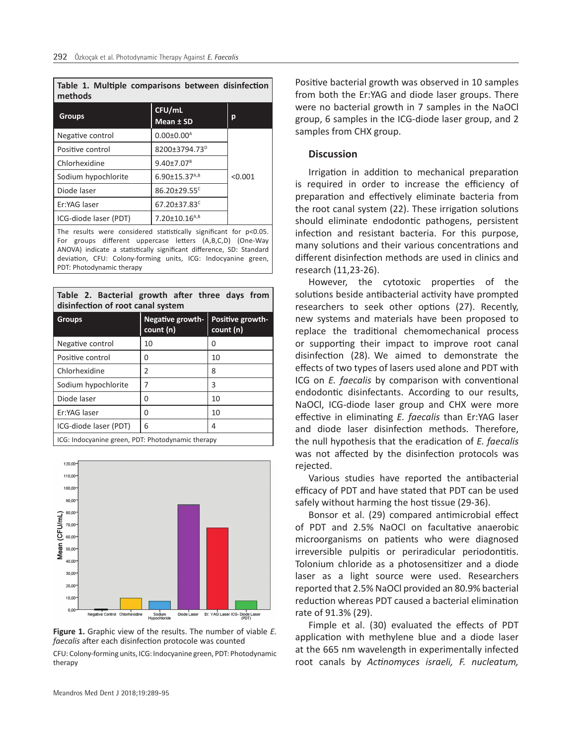**Table 1. Multiple comparisons between disinfection methods**

| Groups | CFU/mL Mean ± SD | p |
|---|---|---|
| Negative control | 0.00±0.00[A] | <0.001 |
| Positive control | 8200±3794.73[D] | |
| Chlorhexidine | 9.40±7.07[B] | |
| Sodium hypochlorite | 6.90±15.37[A,B] | |
| Diode laser | 86.20±29.55[C] | |
| Er:YAG laser | 67.20±37.83[C] | |
| ICG-diode laser (PDT) | 7.20±10.16[A,B] | |

The results were considered statistically significant for p<0.05. For groups different uppercase letters (A,B,C,D) (One-Way ANOVA) indicate a statistically significant difference, SD: Standard deviation, CFU: Colony-forming units, ICG: Indocyanine green, PDT: Photodynamic therapy

**Table 2. Bacterial growth after three days from disinfection of root canal system**

| Groups | Negative growth-count (n) | Positive growth-count (n) |
|---|---|---|
| Negative control | 10 | 0 |
| Positive control | 0 | 10 |
| Chlorhexidine | 2 | 8 |
| Sodium hypochlorite | 7 | 3 |
| Diode laser | 0 | 10 |
| Er:YAG laser | 0 | 10 |
| ICG-diode laser (PDT) | 6 | 4 |

ICG: Indocyanine green, PDT: Photodynamic therapy

**Figure 1.** Graphic view of the results. The number of viable *E. faecalis* after each disinfection protocole was counted

CFU: Colony-forming units, ICG: Indocyanine green, PDT: Photodynamic therapy

Positive bacterial growth was observed in 10 samples from both the Er:YAG and diode laser groups. There were no bacterial growth in 7 samples in the NaOCl group, 6 samples in the ICG-diode laser group, and 2 samples from CHX group.

## Discussion

Irrigation in addition to mechanical preparation is required in order to increase the efficiency of preparation and effectively eliminate bacteria from the root canal system (22). These irrigation solutions should eliminate endodontic pathogens, persistent infection and resistant bacteria. For this purpose, many solutions and their various concentrations and different disinfection methods are used in clinics and research (11,23-26).

However, the cytotoxic properties of the solutions beside antibacterial activity have prompted researchers to seek other options (27). Recently, new systems and materials have been proposed to replace the traditional chemomechanical process or supporting their impact to improve root canal disinfection (28). We aimed to demonstrate the effects of two types of lasers used alone and PDT with ICG on *E. faecalis* by comparison with conventional endodontic disinfectants. According to our results, NaOCl, ICG-diode laser group and CHX were more effective in eliminating *E. faecalis* than Er:YAG laser and diode laser disinfection methods. Therefore, the null hypothesis that the eradication of *E. faecalis* was not affected by the disinfection protocols was rejected.

Various studies have reported the antibacterial efficacy of PDT and have stated that PDT can be used safely without harming the host tissue (29-36).

Bonsor et al. (29) compared antimicrobial effect of PDT and 2.5% NaOCl on facultative anaerobic microorganisms on patients who were diagnosed irreversible pulpitis or periradicular periodontitis. Tolonium chloride as a photosensitizer and a diode laser as a light source were used. Researchers reported that 2.5% NaOCl provided an 80.9% bacterial reduction whereas PDT caused a bacterial elimination rate of 91.3% (29).

Fimple et al. (30) evaluated the effects of PDT application with methylene blue and a diode laser at the 665 nm wavelength in experimentally infected root canals by *Actinomyces israeli, F. nucleatum,*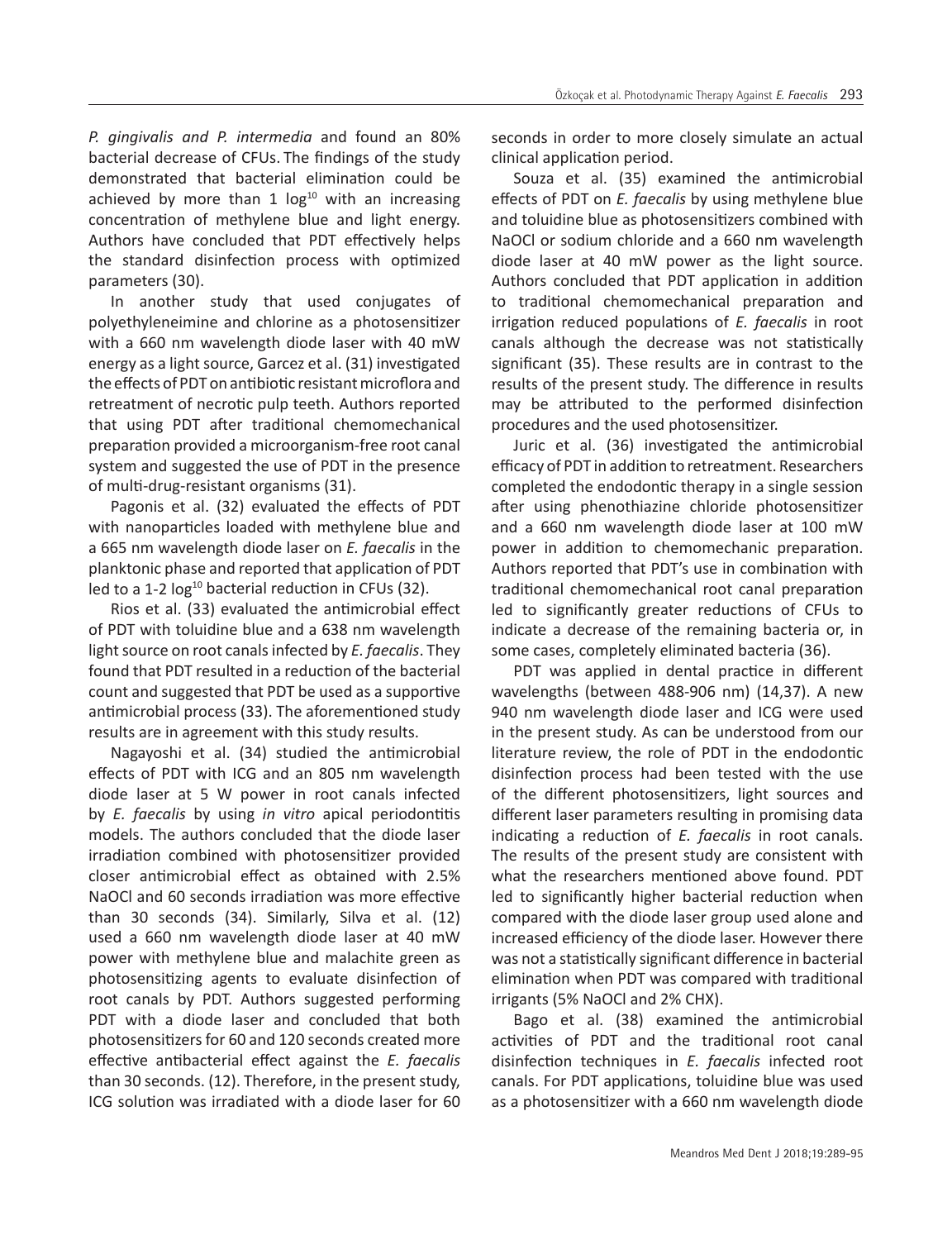*P. gingivalis and P. intermedia* and found an 80% bacterial decrease of CFUs. The findings of the study demonstrated that bacterial elimination could be achieved by more than 1 $\log^{10}$ with an increasing concentration of methylene blue and light energy. Authors have concluded that PDT effectively helps the standard disinfection process with optimized parameters (30).

In another study that used conjugates of polyethyleneimine and chlorine as a photosensitizer with a 660 nm wavelength diode laser with 40 mW energy as a light source, Garcez et al. (31) investigated the effects of PDT on antibiotic resistant microflora and retreatment of necrotic pulp teeth. Authors reported that using PDT after traditional chemomechanical preparation provided a microorganism-free root canal system and suggested the use of PDT in the presence of multi-drug-resistant organisms (31).

Pagonis et al. (32) evaluated the effects of PDT with nanoparticles loaded with methylene blue and a 665 nm wavelength diode laser on *E. faecalis* in the planktonic phase and reported that application of PDT led to a 1-2 $\log^{10}$ bacterial reduction in CFUs (32).

Rios et al. (33) evaluated the antimicrobial effect of PDT with toluidine blue and a 638 nm wavelength light source on root canals infected by *E. faecalis*. They found that PDT resulted in a reduction of the bacterial count and suggested that PDT be used as a supportive antimicrobial process (33). The aforementioned study results are in agreement with this study results.

Nagayoshi et al. (34) studied the antimicrobial effects of PDT with ICG and an 805 nm wavelength diode laser at 5 W power in root canals infected by *E. faecalis* by using *in vitro* apical periodontitis models. The authors concluded that the diode laser irradiation combined with photosensitizer provided closer antimicrobial effect as obtained with 2.5% NaOCl and 60 seconds irradiation was more effective than 30 seconds (34). Similarly, Silva et al. (12) used a 660 nm wavelength diode laser at 40 mW power with methylene blue and malachite green as photosensitizing agents to evaluate disinfection of root canals by PDT. Authors suggested performing PDT with a diode laser and concluded that both photosensitizers for 60 and 120 seconds created more effective antibacterial effect against the *E. faecalis* than 30 seconds. (12). Therefore, in the present study, ICG solution was irradiated with a diode laser for 60 seconds in order to more closely simulate an actual clinical application period.

Souza et al. (35) examined the antimicrobial effects of PDT on *E. faecalis* by using methylene blue and toluidine blue as photosensitizers combined with NaOCl or sodium chloride and a 660 nm wavelength diode laser at 40 mW power as the light source. Authors concluded that PDT application in addition to traditional chemomechanical preparation and irrigation reduced populations of *E. faecalis* in root canals although the decrease was not statistically significant (35). These results are in contrast to the results of the present study. The difference in results may be attributed to the performed disinfection procedures and the used photosensitizer.

Juric et al. (36) investigated the antimicrobial efficacy of PDT in addition to retreatment. Researchers completed the endodontic therapy in a single session after using phenothiazine chloride photosensitizer and a 660 nm wavelength diode laser at 100 mW power in addition to chemomechanic preparation. Authors reported that PDT's use in combination with traditional chemomechanical root canal preparation led to significantly greater reductions of CFUs to indicate a decrease of the remaining bacteria or, in some cases, completely eliminated bacteria (36).

PDT was applied in dental practice in different wavelengths (between 488-906 nm) (14,37). A new 940 nm wavelength diode laser and ICG were used in the present study. As can be understood from our literature review, the role of PDT in the endodontic disinfection process had been tested with the use of the different photosensitizers, light sources and different laser parameters resulting in promising data indicating a reduction of *E. faecalis* in root canals. The results of the present study are consistent with what the researchers mentioned above found. PDT led to significantly higher bacterial reduction when compared with the diode laser group used alone and increased efficiency of the diode laser. However there was not a statistically significant difference in bacterial elimination when PDT was compared with traditional irrigants (5% NaOCl and 2% CHX).

Bago et al. (38) examined the antimicrobial activities of PDT and the traditional root canal disinfection techniques in *E. faecalis* infected root canals. For PDT applications, toluidine blue was used as a photosensitizer with a 660 nm wavelength diode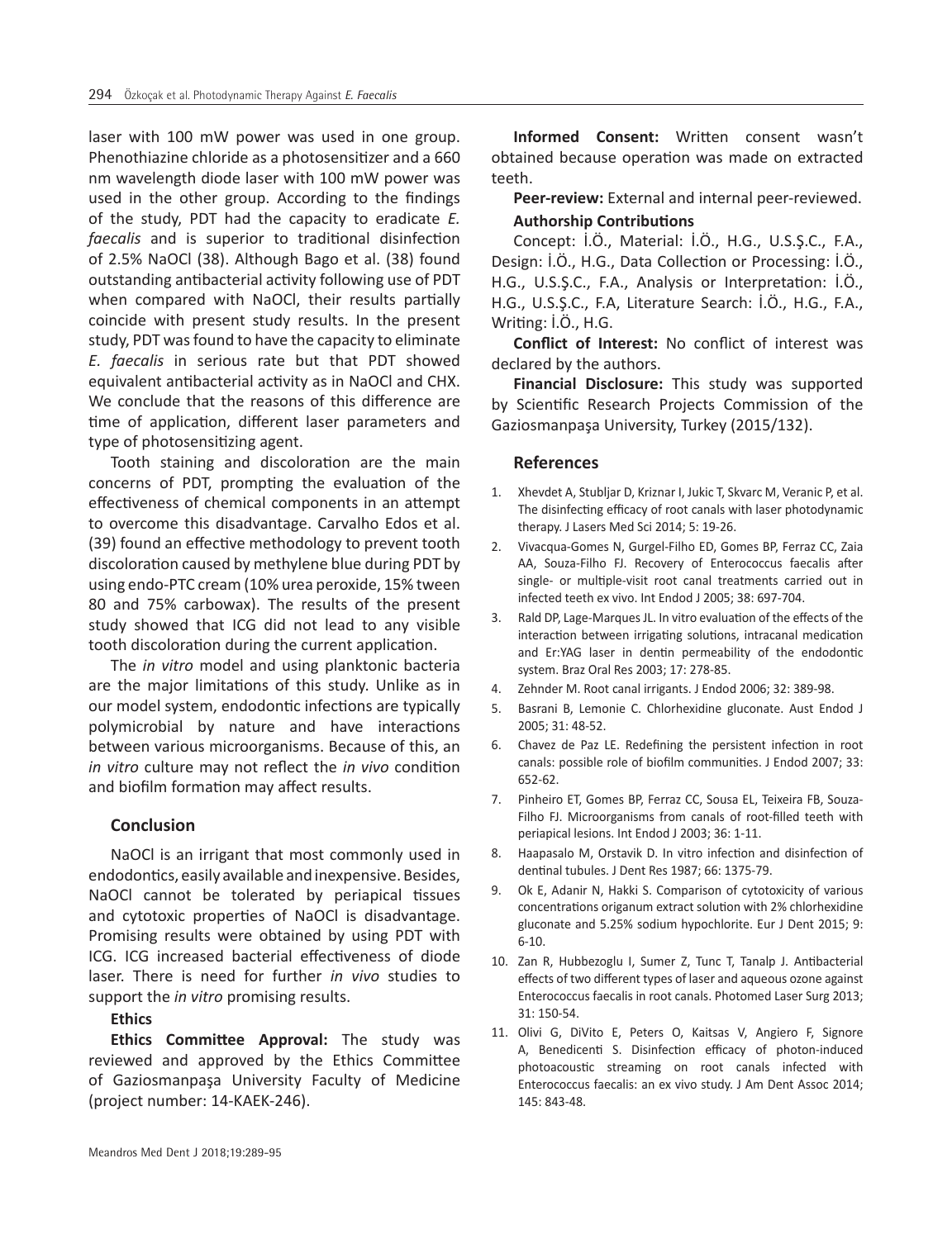laser with 100 mW power was used in one group. Phenothiazine chloride as a photosensitizer and a 660 nm wavelength diode laser with 100 mW power was used in the other group. According to the findings of the study, PDT had the capacity to eradicate *E. faecalis* and is superior to traditional disinfection of 2.5% NaOCl (38). Although Bago et al. (38) found outstanding antibacterial activity following use of PDT when compared with NaOCl, their results partially coincide with present study results. In the present study, PDT was found to have the capacity to eliminate *E. faecalis* in serious rate but that PDT showed equivalent antibacterial activity as in NaOCl and CHX. We conclude that the reasons of this difference are time of application, different laser parameters and type of photosensitizing agent.

Tooth staining and discoloration are the main concerns of PDT, prompting the evaluation of the effectiveness of chemical components in an attempt to overcome this disadvantage. Carvalho Edos et al. (39) found an effective methodology to prevent tooth discoloration caused by methylene blue during PDT by using endo-PTC cream (10% urea peroxide, 15% tween 80 and 75% carbowax). The results of the present study showed that ICG did not lead to any visible tooth discoloration during the current application.

The *in vitro* model and using planktonic bacteria are the major limitations of this study. Unlike as in our model system, endodontic infections are typically polymicrobial by nature and have interactions between various microorganisms. Because of this, an *in vitro* culture may not reflect the *in vivo* condition and biofilm formation may affect results.

## Conclusion

NaOCl is an irrigant that most commonly used in endodontics, easily available and inexpensive. Besides, NaOCl cannot be tolerated by periapical tissues and cytotoxic properties of NaOCl is disadvantage. Promising results were obtained by using PDT with ICG. ICG increased bacterial effectiveness of diode laser. There is need for further *in vivo* studies to support the *in vitro* promising results.

**Ethics**

**Ethics Committee Approval:** The study was reviewed and approved by the Ethics Committee of Gaziosmanpaşa University Faculty of Medicine (project number: 14-KAEK-246).

**Informed Consent:** Written consent wasn't obtained because operation was made on extracted teeth.

**Peer-review:** External and internal peer-reviewed.

**Authorship Contributions**

Concept: İ.Ö., Material: İ.Ö., H.G., U.S.Ş.C., F.A., Design: İ.Ö., H.G., Data Collection or Processing: İ.Ö., H.G., U.S.Ş.C., F.A., Analysis or Interpretation: İ.Ö., H.G., U.S.Ş.C., F.A, Literature Search: İ.Ö., H.G., F.A., Writing: İ.Ö., H.G.

**Conflict of Interest:** No conflict of interest was declared by the authors.

**Financial Disclosure:** This study was supported by Scientific Research Projects Commission of the Gaziosmanpaşa University, Turkey (2015/132).

## References

1. Xhevdet A, Stubljar D, Kriznar I, Jukic T, Skvarc M, Veranic P, et al. The disinfecting efficacy of root canals with laser photodynamic therapy. J Lasers Med Sci 2014; 5: 19-26.
2. Vivacqua-Gomes N, Gurgel-Filho ED, Gomes BP, Ferraz CC, Zaia AA, Souza-Filho FJ. Recovery of Enterococcus faecalis after single- or multiple-visit root canal treatments carried out in infected teeth ex vivo. Int Endod J 2005; 38: 697-704.
3. Rald DP, Lage-Marques JL. In vitro evaluation of the effects of the interaction between irrigating solutions, intracanal medication and Er:YAG laser in dentin permeability of the endodontic system. Braz Oral Res 2003; 17: 278-85.
4. Zehnder M. Root canal irrigants. J Endod 2006; 32: 389-98.
5. Basrani B, Lemonie C. Chlorhexidine gluconate. Aust Endod J 2005; 31: 48-52.
6. Chavez de Paz LE. Redefining the persistent infection in root canals: possible role of biofilm communities. J Endod 2007; 33: 652-62.
7. Pinheiro ET, Gomes BP, Ferraz CC, Sousa EL, Teixeira FB, Souza-Filho FJ. Microorganisms from canals of root-filled teeth with periapical lesions. Int Endod J 2003; 36: 1-11.
8. Haapasalo M, Orstavik D. In vitro infection and disinfection of dentinal tubules. J Dent Res 1987; 66: 1375-79.
9. Ok E, Adanir N, Hakki S. Comparison of cytotoxicity of various concentrations origanum extract solution with 2% chlorhexidine gluconate and 5.25% sodium hypochlorite. Eur J Dent 2015; 9: 6-10.
10. Zan R, Hubbezoglu I, Sumer Z, Tunc T, Tanalp J. Antibacterial effects of two different types of laser and aqueous ozone against Enterococcus faecalis in root canals. Photomed Laser Surg 2013; 31: 150-54.
11. Olivi G, DiVito E, Peters O, Kaitsas V, Angiero F, Signore A, Benedicenti S. Disinfection efficacy of photon-induced photoacoustic streaming on root canals infected with Enterococcus faecalis: an ex vivo study. J Am Dent Assoc 2014; 145: 843-48.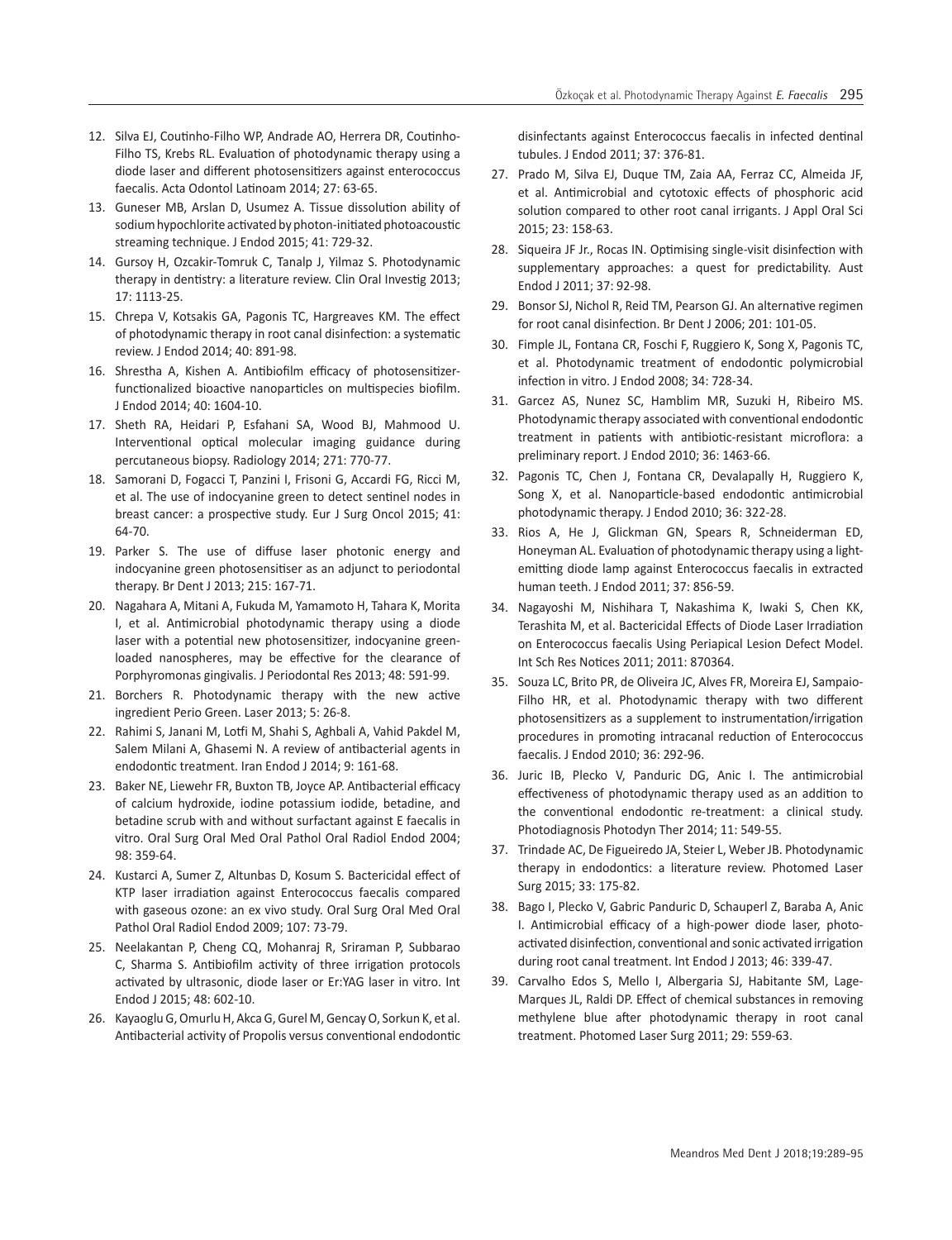12. Silva EJ, Coutinho-Filho WP, Andrade AO, Herrera DR, Coutinho-Filho TS, Krebs RL. Evaluation of photodynamic therapy using a diode laser and different photosensitizers against enterococcus faecalis. Acta Odontol Latinoam 2014; 27: 63-65.
13. Guneser MB, Arslan D, Usumez A. Tissue dissolution ability of sodium hypochlorite activated by photon-initiated photoacoustic streaming technique. J Endod 2015; 41: 729-32.
14. Gursoy H, Ozcakir-Tomruk C, Tanalp J, Yilmaz S. Photodynamic therapy in dentistry: a literature review. Clin Oral Investig 2013; 17: 1113-25.
15. Chrepa V, Kotsakis GA, Pagonis TC, Hargreaves KM. The effect of photodynamic therapy in root canal disinfection: a systematic review. J Endod 2014; 40: 891-98.
16. Shrestha A, Kishen A. Antibiofilm efficacy of photosensitizer-functionalized bioactive nanoparticles on multispecies biofilm. J Endod 2014; 40: 1604-10.
17. Sheth RA, Heidari P, Esfahani SA, Wood BJ, Mahmood U. Interventional optical molecular imaging guidance during percutaneous biopsy. Radiology 2014; 271: 770-77.
18. Samorani D, Fogacci T, Panzini I, Frisoni G, Accardi FG, Ricci M, et al. The use of indocyanine green to detect sentinel nodes in breast cancer: a prospective study. Eur J Surg Oncol 2015; 41: 64-70.
19. Parker S. The use of diffuse laser photonic energy and indocyanine green photosensitiser as an adjunct to periodontal therapy. Br Dent J 2013; 215: 167-71.
20. Nagahara A, Mitani A, Fukuda M, Yamamoto H, Tahara K, Morita I, et al. Antimicrobial photodynamic therapy using a diode laser with a potential new photosensitizer, indocyanine green-loaded nanospheres, may be effective for the clearance of Porphyromonas gingivalis. J Periodontal Res 2013; 48: 591-99.
21. Borchers R. Photodynamic therapy with the new active ingredient Perio Green. Laser 2013; 5: 26-8.
22. Rahimi S, Janani M, Lotfi M, Shahi S, Aghbali A, Vahid Pakdel M, Salem Milani A, Ghasemi N. A review of antibacterial agents in endodontic treatment. Iran Endod J 2014; 9: 161-68.
23. Baker NE, Liewehr FR, Buxton TB, Joyce AP. Antibacterial efficacy of calcium hydroxide, iodine potassium iodide, betadine, and betadine scrub with and without surfactant against E faecalis in vitro. Oral Surg Oral Med Oral Pathol Oral Radiol Endod 2004; 98: 359-64.
24. Kustarci A, Sumer Z, Altunbas D, Kosum S. Bactericidal effect of KTP laser irradiation against Enterococcus faecalis compared with gaseous ozone: an ex vivo study. Oral Surg Oral Med Oral Pathol Oral Radiol Endod 2009; 107: 73-79.
25. Neelakantan P, Cheng CQ, Mohanraj R, Sriraman P, Subbarao C, Sharma S. Antibiofilm activity of three irrigation protocols activated by ultrasonic, diode laser or Er:YAG laser in vitro. Int Endod J 2015; 48: 602-10.
26. Kayaoglu G, Omurlu H, Akca G, Gurel M, Gencay O, Sorkun K, et al. Antibacterial activity of Propolis versus conventional endodontic disinfectants against Enterococcus faecalis in infected dentinal tubules. J Endod 2011; 37: 376-81.
27. Prado M, Silva EJ, Duque TM, Zaia AA, Ferraz CC, Almeida JF, et al. Antimicrobial and cytotoxic effects of phosphoric acid solution compared to other root canal irrigants. J Appl Oral Sci 2015; 23: 158-63.
28. Siqueira JF Jr., Rocas IN. Optimising single-visit disinfection with supplementary approaches: a quest for predictability. Aust Endod J 2011; 37: 92-98.
29. Bonsor SJ, Nichol R, Reid TM, Pearson GJ. An alternative regimen for root canal disinfection. Br Dent J 2006; 201: 101-05.
30. Fimple JL, Fontana CR, Foschi F, Ruggiero K, Song X, Pagonis TC, et al. Photodynamic treatment of endodontic polymicrobial infection in vitro. J Endod 2008; 34: 728-34.
31. Garcez AS, Nunez SC, Hamblim MR, Suzuki H, Ribeiro MS. Photodynamic therapy associated with conventional endodontic treatment in patients with antibiotic-resistant microflora: a preliminary report. J Endod 2010; 36: 1463-66.
32. Pagonis TC, Chen J, Fontana CR, Devalapally H, Ruggiero K, Song X, et al. Nanoparticle-based endodontic antimicrobial photodynamic therapy. J Endod 2010; 36: 322-28.
33. Rios A, He J, Glickman GN, Spears R, Schneiderman ED, Honeyman AL. Evaluation of photodynamic therapy using a light-emitting diode lamp against Enterococcus faecalis in extracted human teeth. J Endod 2011; 37: 856-59.
34. Nagayoshi M, Nishihara T, Nakashima K, Iwaki S, Chen KK, Terashita M, et al. Bactericidal Effects of Diode Laser Irradiation on Enterococcus faecalis Using Periapical Lesion Defect Model. Int Sch Res Notices 2011; 2011: 870364.
35. Souza LC, Brito PR, de Oliveira JC, Alves FR, Moreira EJ, Sampaio-Filho HR, et al. Photodynamic therapy with two different photosensitizers as a supplement to instrumentation/irrigation procedures in promoting intracanal reduction of Enterococcus faecalis. J Endod 2010; 36: 292-96.
36. Juric IB, Plecko V, Panduric DG, Anic I. The antimicrobial effectiveness of photodynamic therapy used as an addition to the conventional endodontic re-treatment: a clinical study. Photodiagnosis Photodyn Ther 2014; 11: 549-55.
37. Trindade AC, De Figueiredo JA, Steier L, Weber JB. Photodynamic therapy in endodontics: a literature review. Photomed Laser Surg 2015; 33: 175-82.
38. Bago I, Plecko V, Gabric Panduric D, Schauperl Z, Baraba A, Anic I. Antimicrobial efficacy of a high-power diode laser, photo-activated disinfection, conventional and sonic activated irrigation during root canal treatment. Int Endod J 2013; 46: 339-47.
39. Carvalho Edos S, Mello I, Albergaria SJ, Habitante SM, Lage-Marques JL, Raldi DP. Effect of chemical substances in removing methylene blue after photodynamic therapy in root canal treatment. Photomed Laser Surg 2011; 29: 559-63.